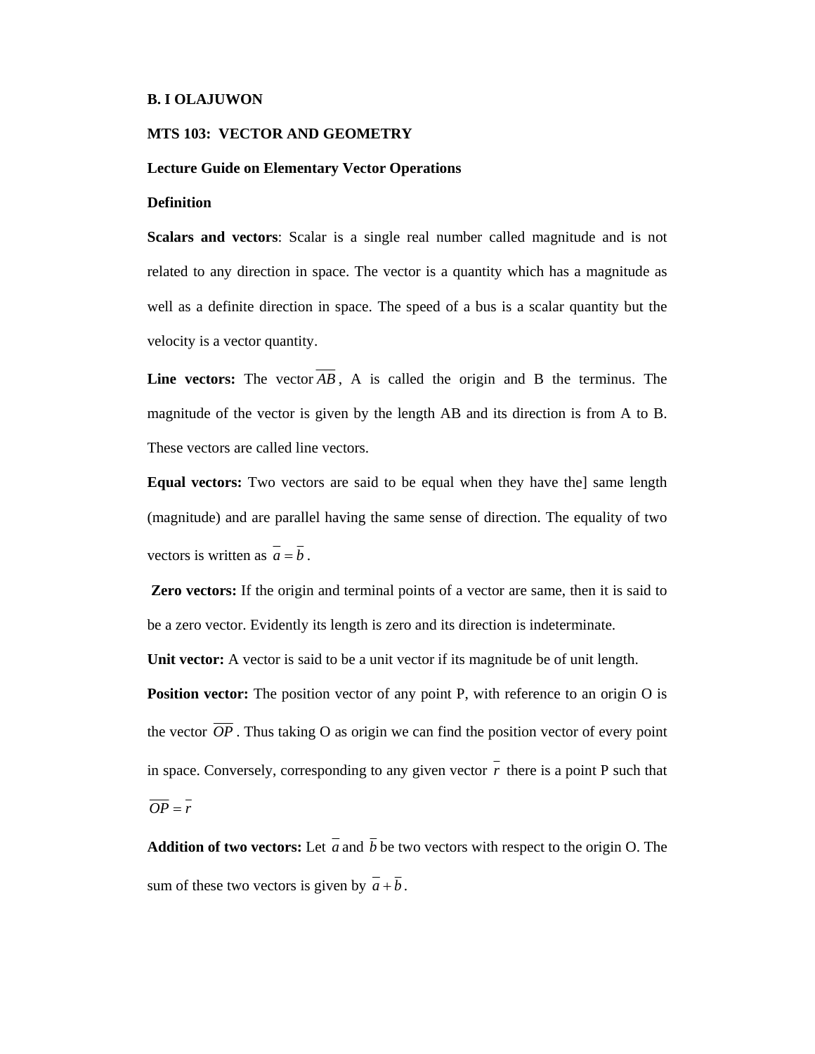**B. I OLAJUWON**

**MTS 103: VECTOR AND GEOMETRY**

**Lecture Guide on Elementary Vector Operations**

**Definition**

**Scalars and vectors**: Scalar is a single real number called magnitude and is not related to any direction in space. The vector is a quantity which has a magnitude as well as a definite direction in space. The speed of a bus is a scalar quantity but the velocity is a vector quantity.

**Line vectors:** The vector $\overline{AB}$, A is called the origin and B the terminus. The magnitude of the vector is given by the length AB and its direction is from A to B. These vectors are called line vectors.

**Equal vectors:** Two vectors are said to be equal when they have the] same length (magnitude) and are parallel having the same sense of direction. The equality of two vectors is written as $\bar{a} = \bar{b}$.

**Zero vectors:** If the origin and terminal points of a vector are same, then it is said to be a zero vector. Evidently its length is zero and its direction is indeterminate.

**Unit vector:** A vector is said to be a unit vector if its magnitude be of unit length.

**Position vector:** The position vector of any point P, with reference to an origin O is the vector $\overline{OP}$. Thus taking O as origin we can find the position vector of every point in space. Conversely, corresponding to any given vector $\bar{r}$ there is a point P such that $\overline{OP} = \bar{r}$

**Addition of two vectors:** Let $\bar{a}$ and $\bar{b}$ be two vectors with respect to the origin O. The sum of these two vectors is given by $\bar{a} + \bar{b}$.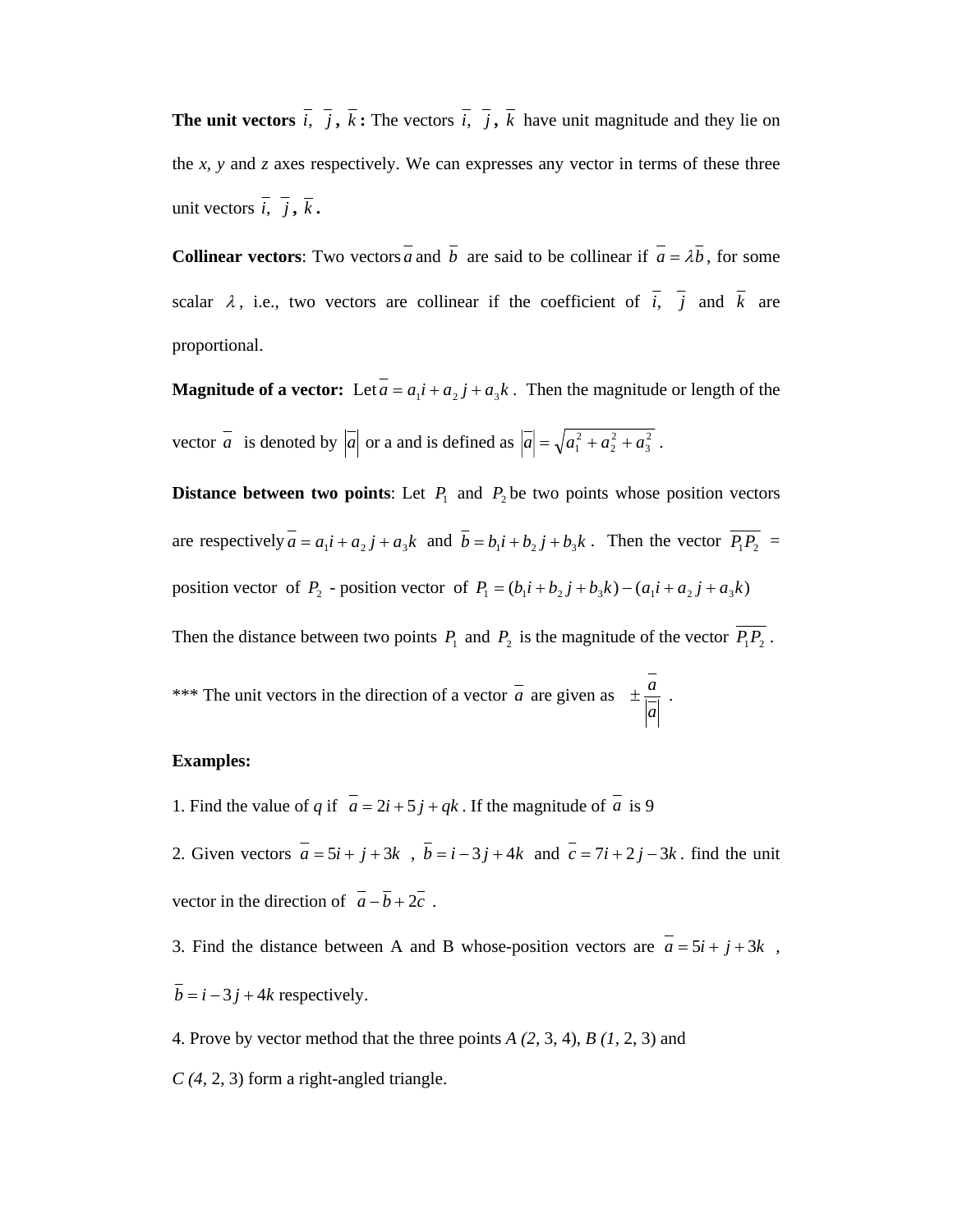**The unit vectors** $\bar{i}, \bar{j}, \bar{k}$ **:** The vectors $\bar{i}, \bar{j}, \bar{k}$ have unit magnitude and they lie on the *x*, *y* and *z* axes respectively. We can expresses any vector in terms of these three unit vectors $\bar{i}, \bar{j}, \bar{k}$ **.**

**Collinear vectors**: Two vectors $\bar{a}$ and $\bar{b}$ are said to be collinear if $\bar{a} = \lambda \bar{b}$, for some scalar $\lambda$, i.e., two vectors are collinear if the coefficient of $\bar{i}, \bar{j}$ and $\bar{k}$ are proportional.

**Magnitude of a vector:** Let $\bar{a} = a_1 i + a_2 j + a_3 k$ . Then the magnitude or length of the vector $\bar{a}$ is denoted by $|\bar{a}|$ or a and is defined as $|\bar{a}| = \sqrt{a_1^2 + a_2^2 + a_3^2}$ .

**Distance between two points**: Let $P_1$ and $P_2$ be two points whose position vectors are respectively $\bar{a} = a_1 i + a_2 j + a_3 k$ and $\bar{b} = b_1 i + b_2 j + b_3 k$ . Then the vector $\overline{P_1 P_2}$ = position vector of $P_2$ - position vector of $P_1 = (b_1 i + b_2 j + b_3 k) - (a_1 i + a_2 j + a_3 k)$

Then the distance between two points $P_1$ and $P_2$ is the magnitude of the vector $\overline{P_1 P_2}$ .

*** The unit vectors in the direction of a vector $\bar{a}$ are given as $\pm \dfrac{\bar{a}}{|\bar{a}|}$ .

**Examples:**

1. Find the value of *q* if $\bar{a} = 2i + 5j + qk$ . If the magnitude of $\bar{a}$ is 9

2. Given vectors $\bar{a} = 5i + j + 3k$ , $\bar{b} = i - 3j + 4k$ and $\bar{c} = 7i + 2j - 3k$ . find the unit vector in the direction of $\bar{a} - \bar{b} + 2\bar{c}$ .

3. Find the distance between A and B whose-position vectors are $\bar{a} = 5i + j + 3k$ , $\bar{b} = i - 3j + 4k$ respectively.

4. Prove by vector method that the three points *A (2*, 3, 4), *B (1*, 2, 3) and *C (4*, 2, 3) form a right-angled triangle.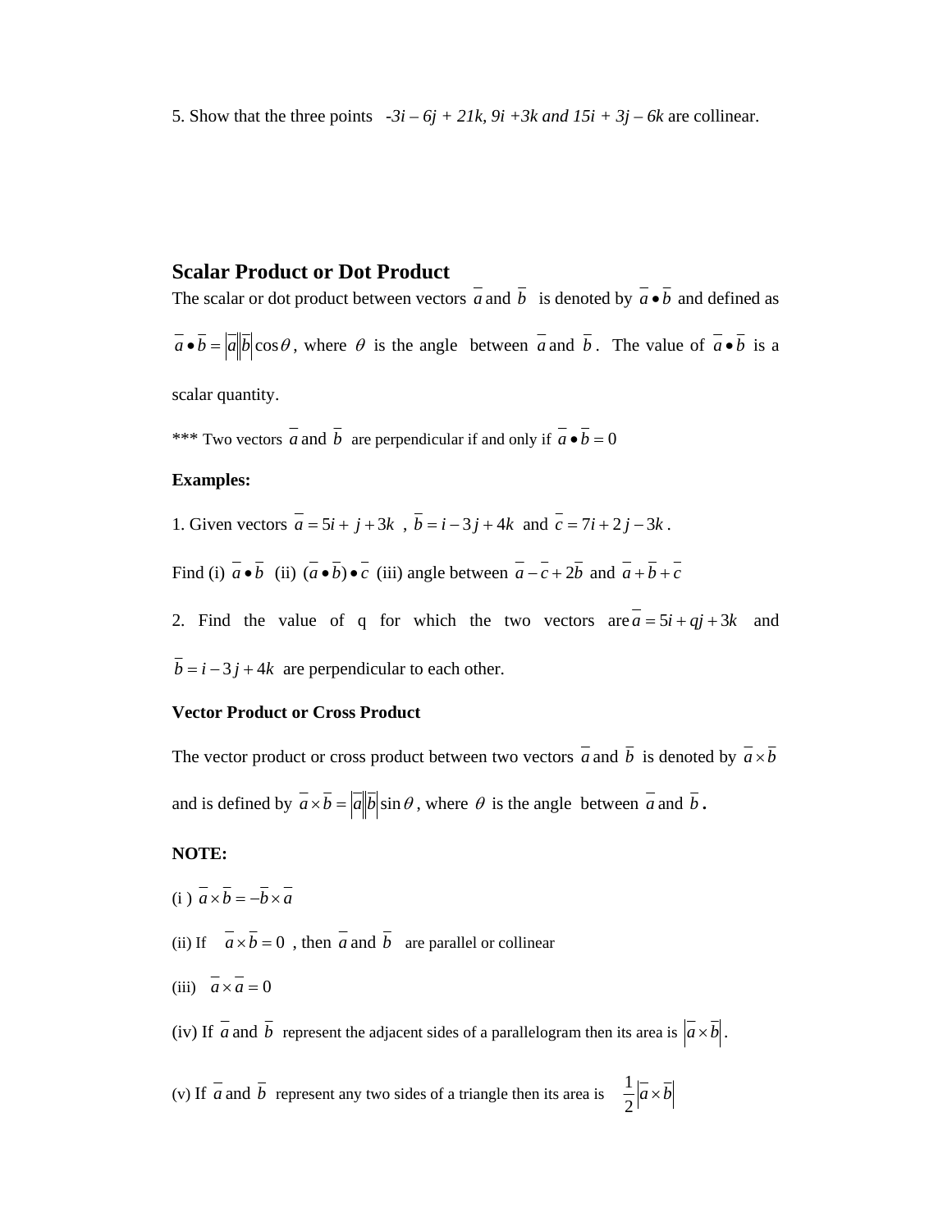5. Show that the three points $-3i - 6j + 21k$, $9i + 3k$ and $15i + 3j - 6k$ are collinear.

## Scalar Product or Dot Product

The scalar or dot product between vectors $\overline{a}$ and $\overline{b}$ is denoted by $\overline{a} \bullet \overline{b}$ and defined as $\overline{a} \bullet \overline{b} = |\overline{a}||\overline{b}|\cos\theta$, where $\theta$ is the angle between $\overline{a}$ and $\overline{b}$. The value of $\overline{a} \bullet \overline{b}$ is a scalar quantity.

*** Two vectors $\overline{a}$ and $\overline{b}$ are perpendicular if and only if $\overline{a} \bullet \overline{b} = 0$

**Examples:**

1. Given vectors $\overline{a} = 5i + j + 3k$ , $\overline{b} = i - 3j + 4k$ and $\overline{c} = 7i + 2j - 3k$ .

Find (i) $\overline{a} \bullet \overline{b}$ (ii) $(\overline{a} \bullet \overline{b}) \bullet \overline{c}$ (iii) angle between $\overline{a} - \overline{c} + 2\overline{b}$ and $\overline{a} + \overline{b} + \overline{c}$

2. Find the value of q for which the two vectors are $\overline{a} = 5i + qj + 3k$ and $\overline{b} = i - 3j + 4k$ are perpendicular to each other.

**Vector Product or Cross Product**

The vector product or cross product between two vectors $\overline{a}$ and $\overline{b}$ is denoted by $\overline{a} \times \overline{b}$ and is defined by $\overline{a} \times \overline{b} = |\overline{a}||\overline{b}|\sin\theta$, where $\theta$ is the angle between $\overline{a}$ and $\overline{b}$.

**NOTE:**

(i ) $\overline{a} \times \overline{b} = -\overline{b} \times \overline{a}$

(ii) If $\overline{a} \times \overline{b} = 0$ , then $\overline{a}$ and $\overline{b}$ are parallel or collinear

(iii) $\overline{a} \times \overline{a} = 0$

(iv) If $\overline{a}$ and $\overline{b}$ represent the adjacent sides of a parallelogram then its area is $|\overline{a} \times \overline{b}|$.

(v) If $\overline{a}$ and $\overline{b}$ represent any two sides of a triangle then its area is $\frac{1}{2}|\overline{a} \times \overline{b}|$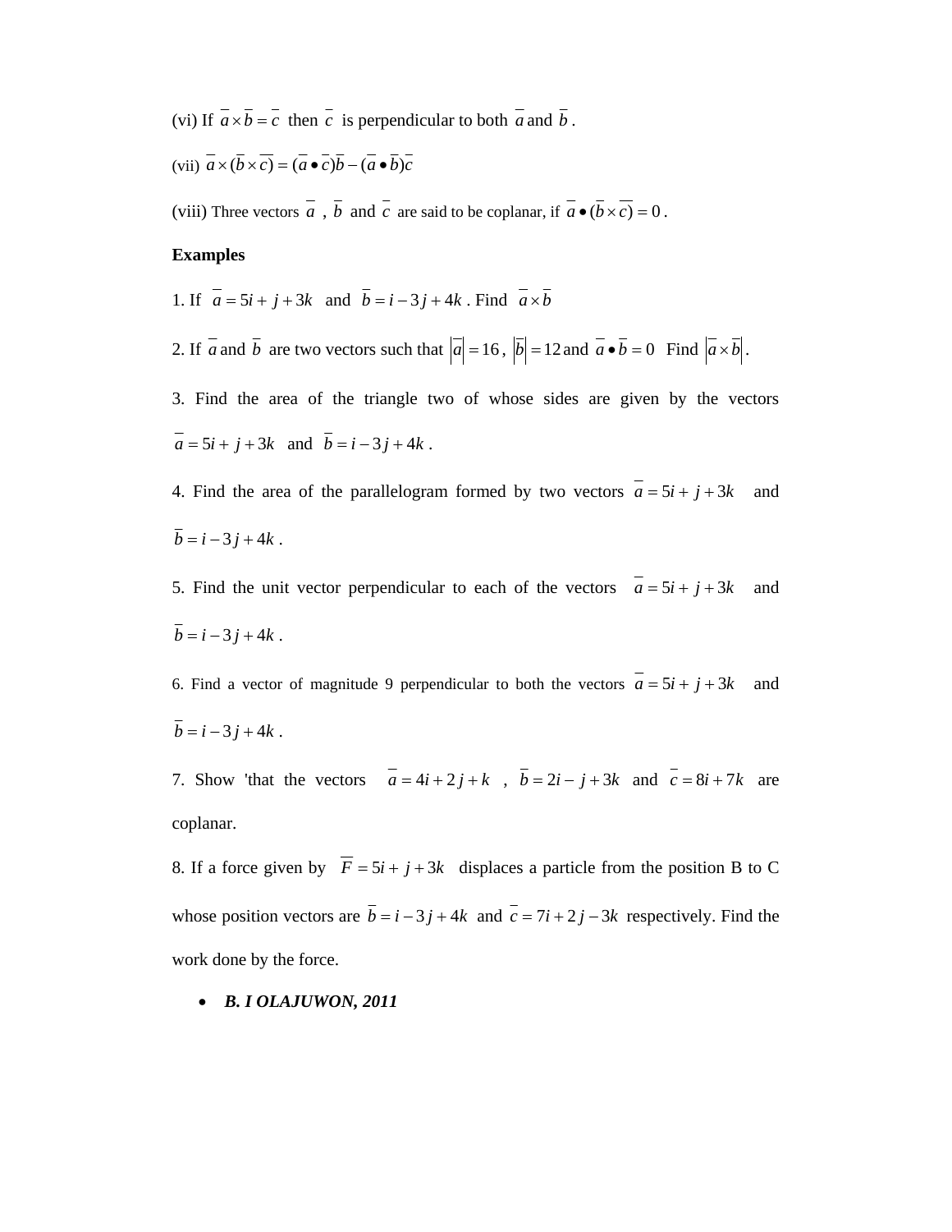(vi) If $\overline{a} \times \overline{b} = \overline{c}$ then $\overline{c}$ is perpendicular to both $\overline{a}$ and $\overline{b}$.

(vii) $\overline{a} \times (\overline{b} \times \overline{c}) = (\overline{a} \bullet \overline{c})\overline{b} - (\overline{a} \bullet \overline{b})\overline{c}$

(viii) Three vectors $\overline{a}$ , $\overline{b}$ and $\overline{c}$ are said to be coplanar, if $\overline{a} \bullet (\overline{b} \times \overline{c}) = 0$.

**Examples**

1. If $\overline{a} = 5i + j + 3k$ and $\overline{b} = i - 3j + 4k$. Find $\overline{a} \times \overline{b}$

2. If $\overline{a}$ and $\overline{b}$ are two vectors such that $|\overline{a}| = 16$, $|\overline{b}| = 12$ and $\overline{a} \bullet \overline{b} = 0$ Find $|\overline{a} \times \overline{b}|$.

3. Find the area of the triangle two of whose sides are given by the vectors $\overline{a} = 5i + j + 3k$ and $\overline{b} = i - 3j + 4k$.

4. Find the area of the parallelogram formed by two vectors $\overline{a} = 5i + j + 3k$ and $\overline{b} = i - 3j + 4k$.

5. Find the unit vector perpendicular to each of the vectors $\overline{a} = 5i + j + 3k$ and $\overline{b} = i - 3j + 4k$.

6. Find a vector of magnitude 9 perpendicular to both the vectors $\overline{a} = 5i + j + 3k$ and $\overline{b} = i - 3j + 4k$.

7. Show 'that the vectors $\overline{a} = 4i + 2j + k$ , $\overline{b} = 2i - j + 3k$ and $\overline{c} = 8i + 7k$ are coplanar.

8. If a force given by $\overline{F} = 5i + j + 3k$ displaces a particle from the position B to C whose position vectors are $\overline{b} = i - 3j + 4k$ and $\overline{c} = 7i + 2j - 3k$ respectively. Find the work done by the force.

- ***B. I OLAJUWON, 2011***